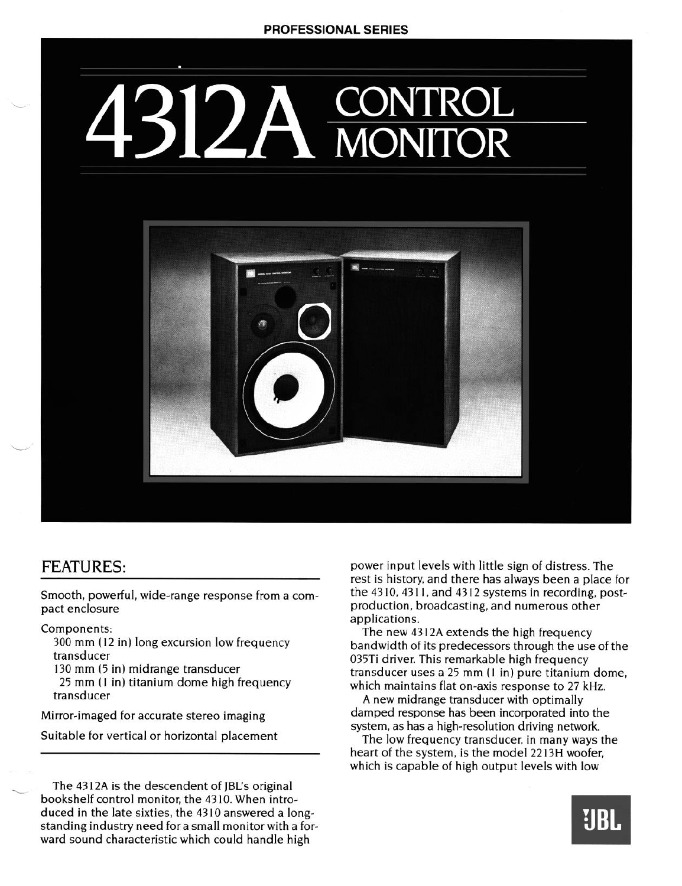PROFESSIONAL SERIES

# 4312A CONTROL MONITOR

## FEATURES:

Smooth, powerful, wide-range response from a compact enclosure

Components:
- 300 mm (12 in) long excursion low frequency transducer
- 130 mm (5 in) midrange transducer
- 25 mm (1 in) titanium dome high frequency transducer

Mirror-imaged for accurate stereo imaging

Suitable for vertical or horizontal placement

The 4312A is the descendent of JBL's original bookshelf control monitor, the 4310. When introduced in the late sixties, the 4310 answered a long-standing industry need for a small monitor with a forward sound characteristic which could handle high power input levels with little sign of distress. The rest is history, and there has always been a place for the 4310, 4311, and 4312 systems in recording, post-production, broadcasting, and numerous other applications.

The new 4312A extends the high frequency bandwidth of its predecessors through the use of the 035Ti driver. This remarkable high frequency transducer uses a 25 mm (1 in) pure titanium dome, which maintains flat on-axis response to 27 kHz.

A new midrange transducer with optimally damped response has been incorporated into the system, as has a high-resolution driving network.

The low frequency transducer, in many ways the heart of the system, is the model 2213H woofer, which is capable of high output levels with low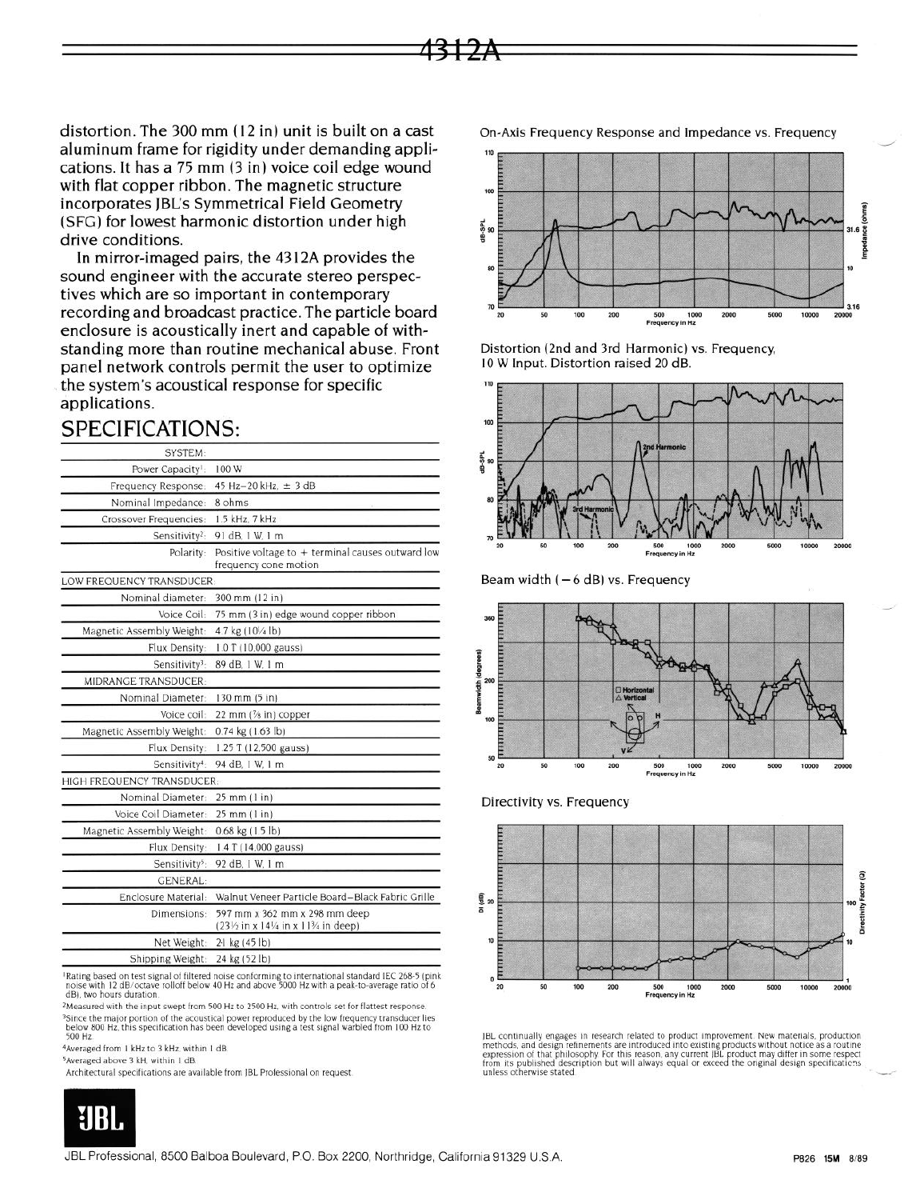distortion. The 300 mm (12 in) unit is built on a cast aluminum frame for rigidity under demanding applications. It has a 75 mm (3 in) voice coil edge wound with flat copper ribbon. The magnetic structure incorporates JBL's Symmetrical Field Geometry (SFG) for lowest harmonic distortion under high drive conditions.

In mirror-imaged pairs, the 4312A provides the sound engineer with the accurate stereo perspectives which are so important in contemporary recording and broadcast practice. The particle board enclosure is acoustically inert and capable of withstanding more than routine mechanical abuse. Front panel network controls permit the user to optimize the system's acoustical response for specific applications.

## SPECIFICATIONS:

| | |
|---|---|
| SYSTEM: | |
| Power Capacity[1]: | 100 W |
| Frequency Response: | 45 Hz–20 kHz, ± 3 dB |
| Nominal Impedance: | 8 ohms |
| Crossover Frequencies: | 1.5 kHz, 7 kHz |
| Sensitivity[2]: | 91 dB, 1 W, 1 m |
| Polarity: | Positive voltage to + terminal causes outward low frequency cone motion |
| LOW FREQUENCY TRANSDUCER: | |
| Nominal diameter: | 300 mm (12 in) |
| Voice Coil: | 75 mm (3 in) edge wound copper ribbon |
| Magnetic Assembly Weight: | 4.7 kg (10¼ lb) |
| Flux Density: | 1.0 T (10,000 gauss) |
| Sensitivity[3]: | 89 dB, 1 W, 1 m |
| MIDRANGE TRANSDUCER: | |
| Nominal Diameter: | 130 mm (5 in) |
| Voice coil: | 22 mm (⅞ in) copper |
| Magnetic Assembly Weight: | 0.74 kg (1.63 lb) |
| Flux Density: | 1.25 T (12,500 gauss) |
| Sensitivity[4]: | 94 dB, 1 W, 1 m |
| HIGH FREQUENCY TRANSDUCER: | |
| Nominal Diameter: | 25 mm (1 in) |
| Voice Coil Diameter: | 25 mm (1 in) |
| Magnetic Assembly Weight: | 0.68 kg (1.5 lb) |
| Flux Density: | 1.4 T (14,000 gauss) |
| Sensitivity[5]: | 92 dB, 1 W, 1 m |
| GENERAL: | |
| Enclosure Material: | Walnut Veneer Particle Board–Black Fabric Grille |
| Dimensions: | 597 mm x 362 mm x 298 mm deep (23½ in x 14¼ in x 11¾ in deep) |
| Net Weight: | 21 kg (45 lb) |
| Shipping Weight: | 24 kg (52 lb) |

[1]Rating based on test signal of filtered noise conforming to international standard IEC 268-5 (pink noise with 12 dB/octave rolloff below 40 Hz and above 5000 Hz with a peak-to-average ratio of 6 dB), two hours duration.

[2]Measured with the input swept from 500 Hz to 2500 Hz, with controls set for flattest response.

[3]Since the major portion of the acoustical power reproduced by the low frequency transducer lies below 800 Hz, this specification has been developed using a test signal warbled from 100 Hz to 500 Hz.

[4]Averaged from 1 kHz to 3 kHz, within 1 dB.

[5]Averaged above 3 kH, within 1 dB.

Architectural specifications are available from JBL Professional on request.

On-Axis Frequency Response and Impedance vs. Frequency

dB-SPL
110
100
90
80
70
Impedance (ohms)
31.6
10
3.16
20 50 100 200 500 1000 2000 5000 10000 20000
Frequency in Hz

Distortion (2nd and 3rd Harmonic) vs. Frequency, 10 W Input. Distortion raised 20 dB.

dB-SPL
110
100
90
80
70
2nd Harmonic
3rd Harmonic
20 50 100 200 500 1000 2000 5000 10000 20000
Frequency in Hz

Beam width (– 6 dB) vs. Frequency

Beamwidth (degrees)
360
200
100
50
□ Horizontal
△ Vertical
H
V
20 50 100 200 500 1000 2000 5000 10000 20000
Frequency in Hz

Directivity vs. Frequency

DI (dB)
20
10
0
Directivity Factor (Q)
100
10
1
20 50 100 200 500 1000 2000 5000 10000 20000
Frequency in Hz

JBL continually engages in research related to product improvement. New materials, production methods, and design refinements are introduced into existing products without notice as a routine expression of that philosophy. For this reason, any current JBL product may differ in some respect from its published description but will always equal or exceed the original design specifications unless otherwise stated.

JBL Professional, 8500 Balboa Boulevard, P.O. Box 2200, Northridge, California 91329 U.S.A.

P826 15M 8/89